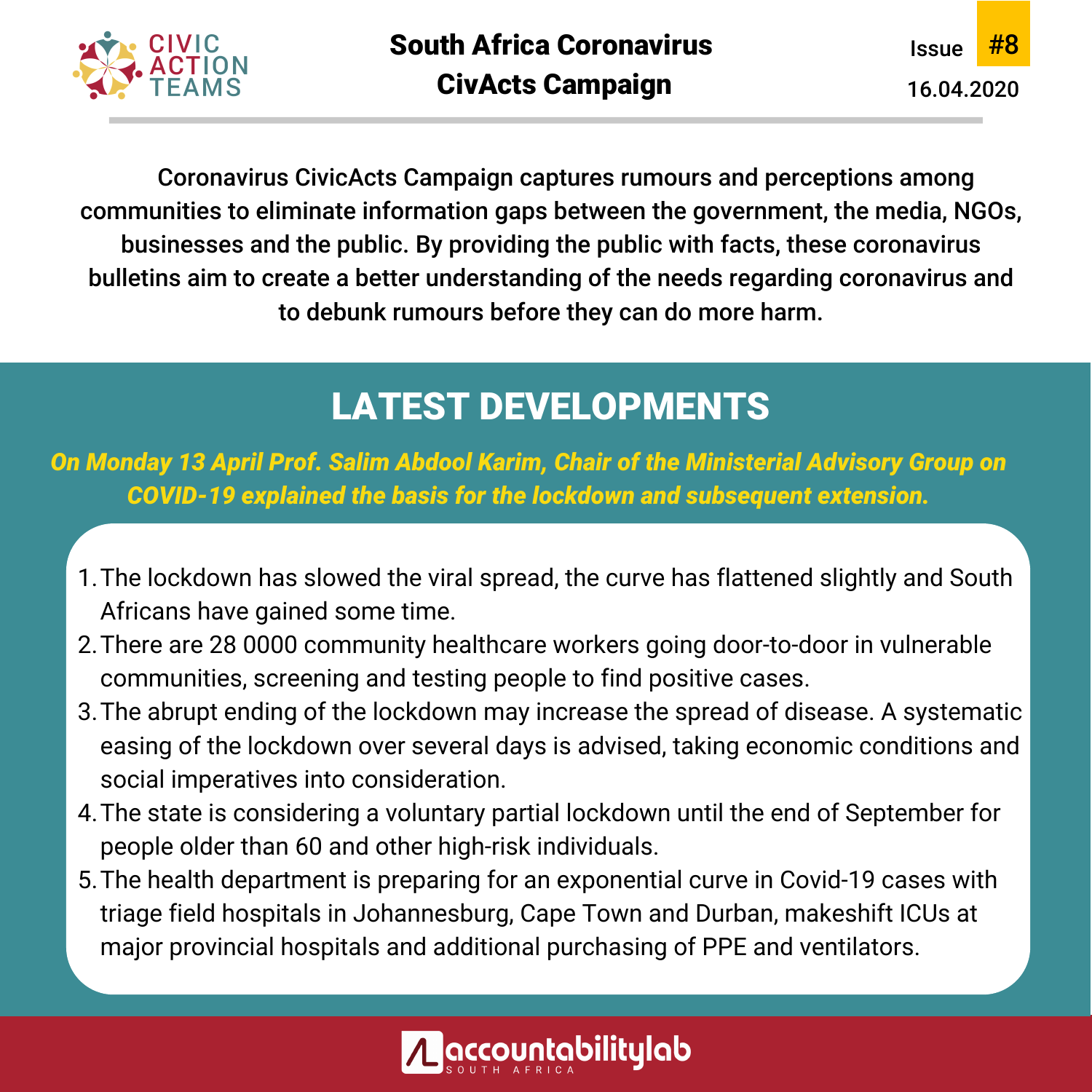CIVIC ACTION TEAMS

# South Africa Coronavirus CivActs Campaign

Issue **#8**

16.04.2020

**Coronavirus CivicActs Campaign captures rumours and perceptions among communities to eliminate information gaps between the government, the media, NGOs, businesses and the public. By providing the public with facts, these coronavirus bulletins aim to create a better understanding of the needs regarding coronavirus and to debunk rumours before they can do more harm.**

## LATEST DEVELOPMENTS

***On Monday 13 April Prof. Salim Abdool Karim, Chair of the Ministerial Advisory Group on COVID-19 explained the basis for the lockdown and subsequent extension.***

1. The lockdown has slowed the viral spread, the curve has flattened slightly and South Africans have gained some time.
2. There are 28 0000 community healthcare workers going door-to-door in vulnerable communities, screening and testing people to find positive cases.
3. The abrupt ending of the lockdown may increase the spread of disease. A systematic easing of the lockdown over several days is advised, taking economic conditions and social imperatives into consideration.
4. The state is considering a voluntary partial lockdown until the end of September for people older than 60 and other high-risk individuals.
5. The health department is preparing for an exponential curve in Covid-19 cases with triage field hospitals in Johannesburg, Cape Town and Durban, makeshift ICUs at major provincial hospitals and additional purchasing of PPE and ventilators.

accountabilitylab SOUTH AFRICA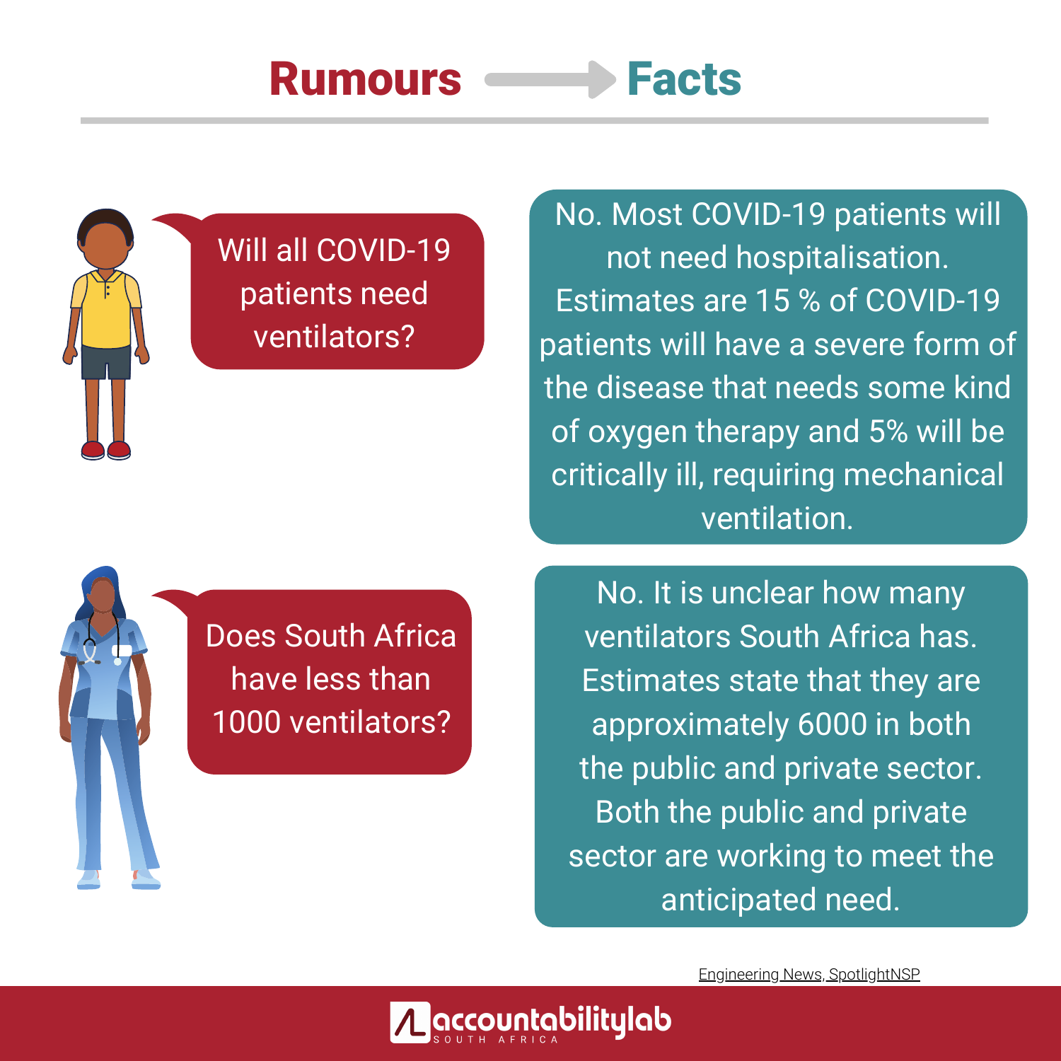# Rumours → Facts

**Will all COVID-19 patients need ventilators?**

No. Most COVID-19 patients will not need hospitalisation. Estimates are 15 % of COVID-19 patients will have a severe form of the disease that needs some kind of oxygen therapy and 5% will be critically ill, requiring mechanical ventilation.

**Does South Africa have less than 1000 ventilators?**

No. It is unclear how many ventilators South Africa has. Estimates state that they are approximately 6000 in both the public and private sector. Both the public and private sector are working to meet the anticipated need.

Engineering News, SpotlightNSP

accountabilitylab SOUTH AFRICA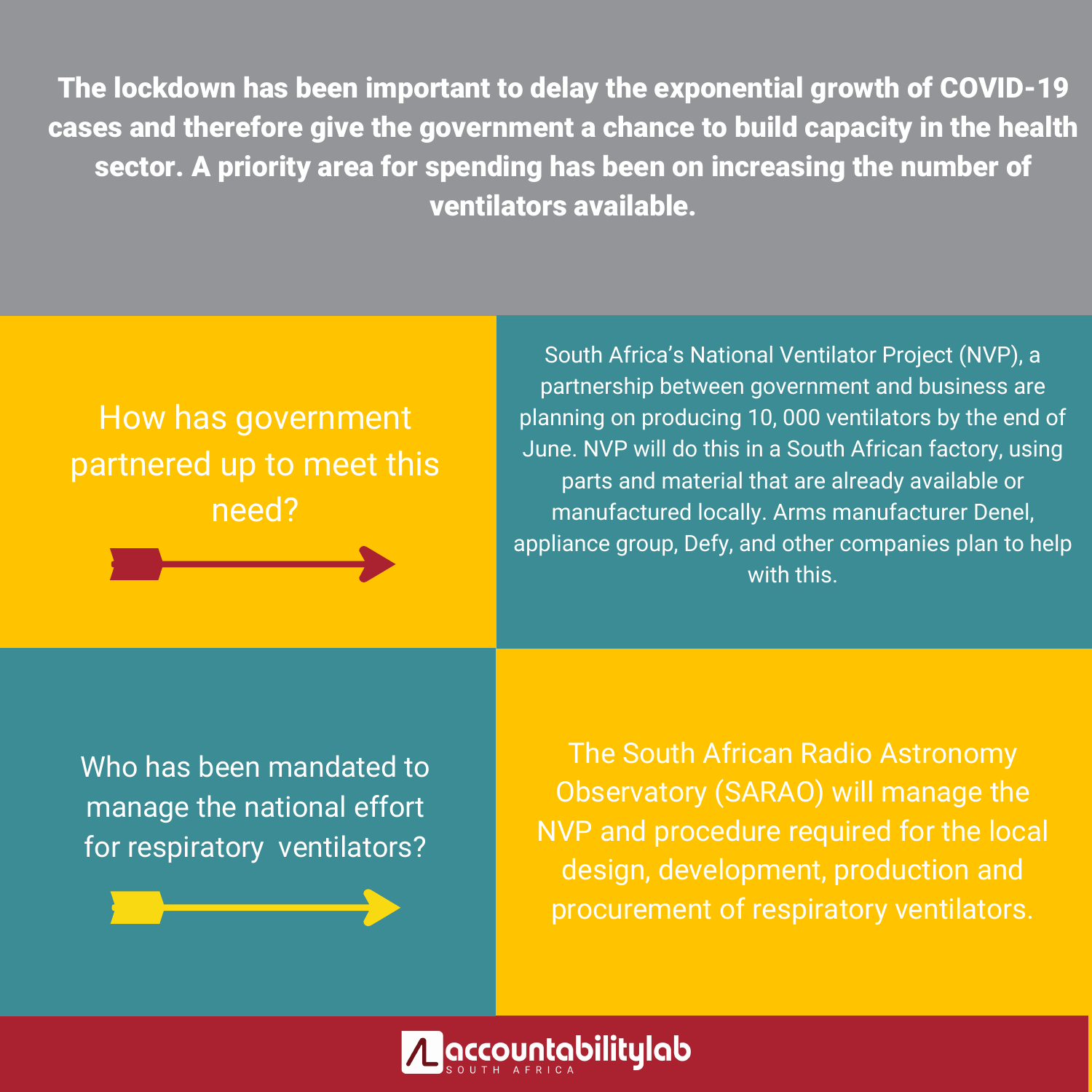**The lockdown has been important to delay the exponential growth of COVID-19 cases and therefore give the government a chance to build capacity in the health sector. A priority area for spending has been on increasing the number of ventilators available.**

How has government partnered up to meet this need?

South Africa's National Ventilator Project (NVP), a partnership between government and business are planning on producing 10, 000 ventilators by the end of June. NVP will do this in a South African factory, using parts and material that are already available or manufactured locally. Arms manufacturer Denel, appliance group, Defy, and other companies plan to help with this.

Who has been mandated to manage the national effort for respiratory ventilators?

The South African Radio Astronomy Observatory (SARAO) will manage the NVP and procedure required for the local design, development, production and procurement of respiratory ventilators.

accountabilitylab SOUTH AFRICA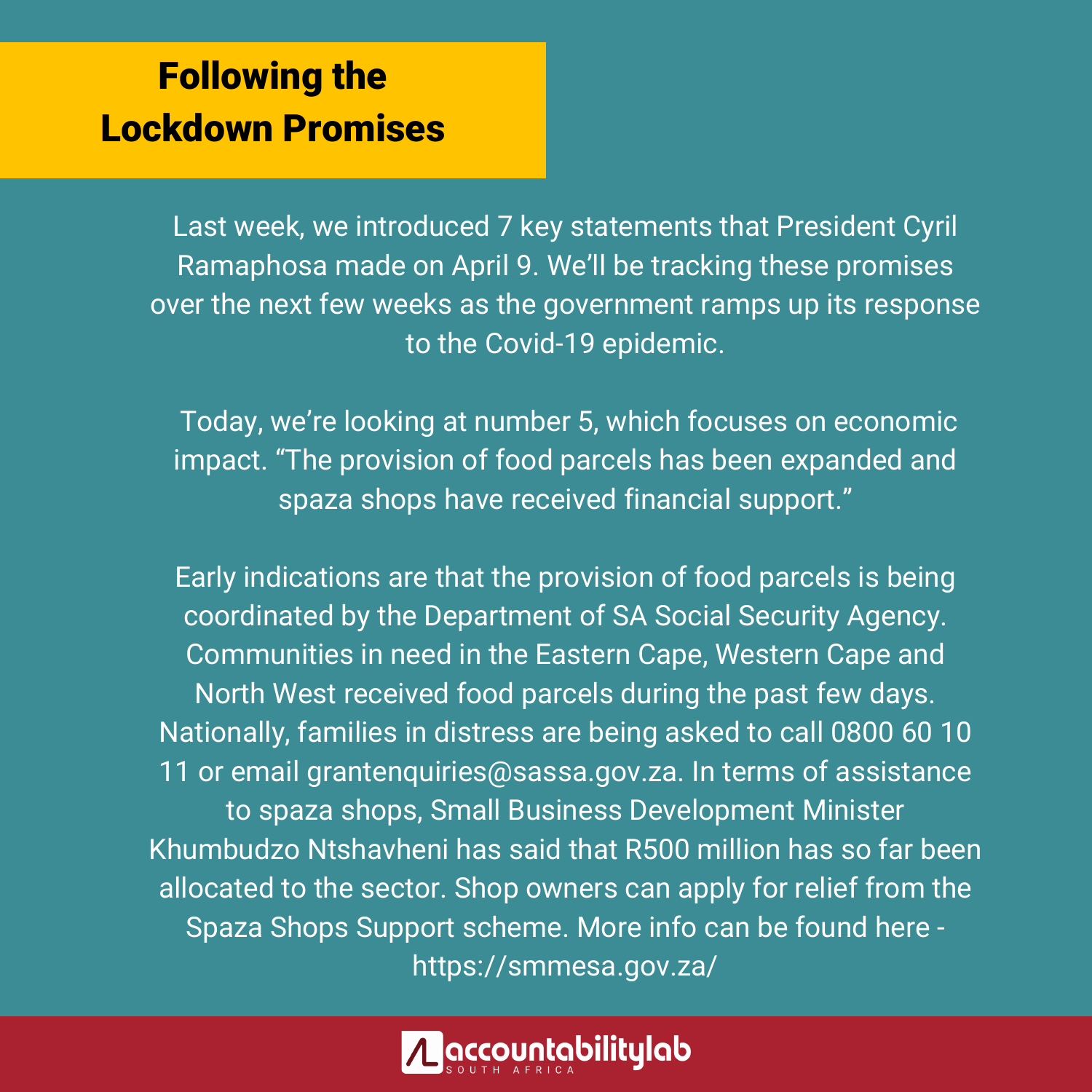# Following the Lockdown Promises

Last week, we introduced 7 key statements that President Cyril Ramaphosa made on April 9. We'll be tracking these promises over the next few weeks as the government ramps up its response to the Covid-19 epidemic.

Today, we're looking at number 5, which focuses on economic impact. "The provision of food parcels has been expanded and spaza shops have received financial support."

Early indications are that the provision of food parcels is being coordinated by the Department of SA Social Security Agency. Communities in need in the Eastern Cape, Western Cape and North West received food parcels during the past few days. Nationally, families in distress are being asked to call 0800 60 10 11 or email grantenquiries@sassa.gov.za. In terms of assistance to spaza shops, Small Business Development Minister Khumbudzo Ntshavheni has said that R500 million has so far been allocated to the sector. Shop owners can apply for relief from the Spaza Shops Support scheme. More info can be found here - https://smmesa.gov.za/

accountabilitylab SOUTH AFRICA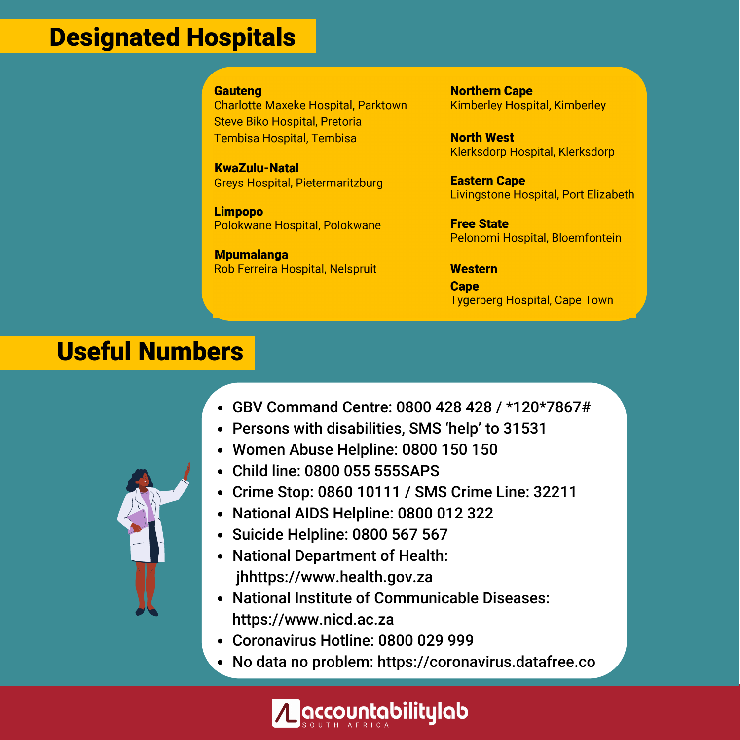# Designated Hospitals

**Gauteng**
Charlotte Maxeke Hospital, Parktown
Steve Biko Hospital, Pretoria
Tembisa Hospital, Tembisa

**KwaZulu-Natal**
Greys Hospital, Pietermaritzburg

**Limpopo**
Polokwane Hospital, Polokwane

**Mpumalanga**
Rob Ferreira Hospital, Nelspruit

**Northern Cape**
Kimberley Hospital, Kimberley

**North West**
Klerksdorp Hospital, Klerksdorp

**Eastern Cape**
Livingstone Hospital, Port Elizabeth

**Free State**
Pelonomi Hospital, Bloemfontein

**Western Cape**
Tygerberg Hospital, Cape Town

# Useful Numbers

- GBV Command Centre: 0800 428 428 / *120*7867#
- Persons with disabilities, SMS 'help' to 31531
- Women Abuse Helpline: 0800 150 150
- Child line: 0800 055 555SAPS
- Crime Stop: 0860 10111 / SMS Crime Line: 32211
- National AIDS Helpline: 0800 012 322
- Suicide Helpline: 0800 567 567
- National Department of Health: jhhttps://www.health.gov.za
- National Institute of Communicable Diseases: https://www.nicd.ac.za
- Coronavirus Hotline: 0800 029 999
- No data no problem: https://coronavirus.datafree.co

accountabilitylab SOUTH AFRICA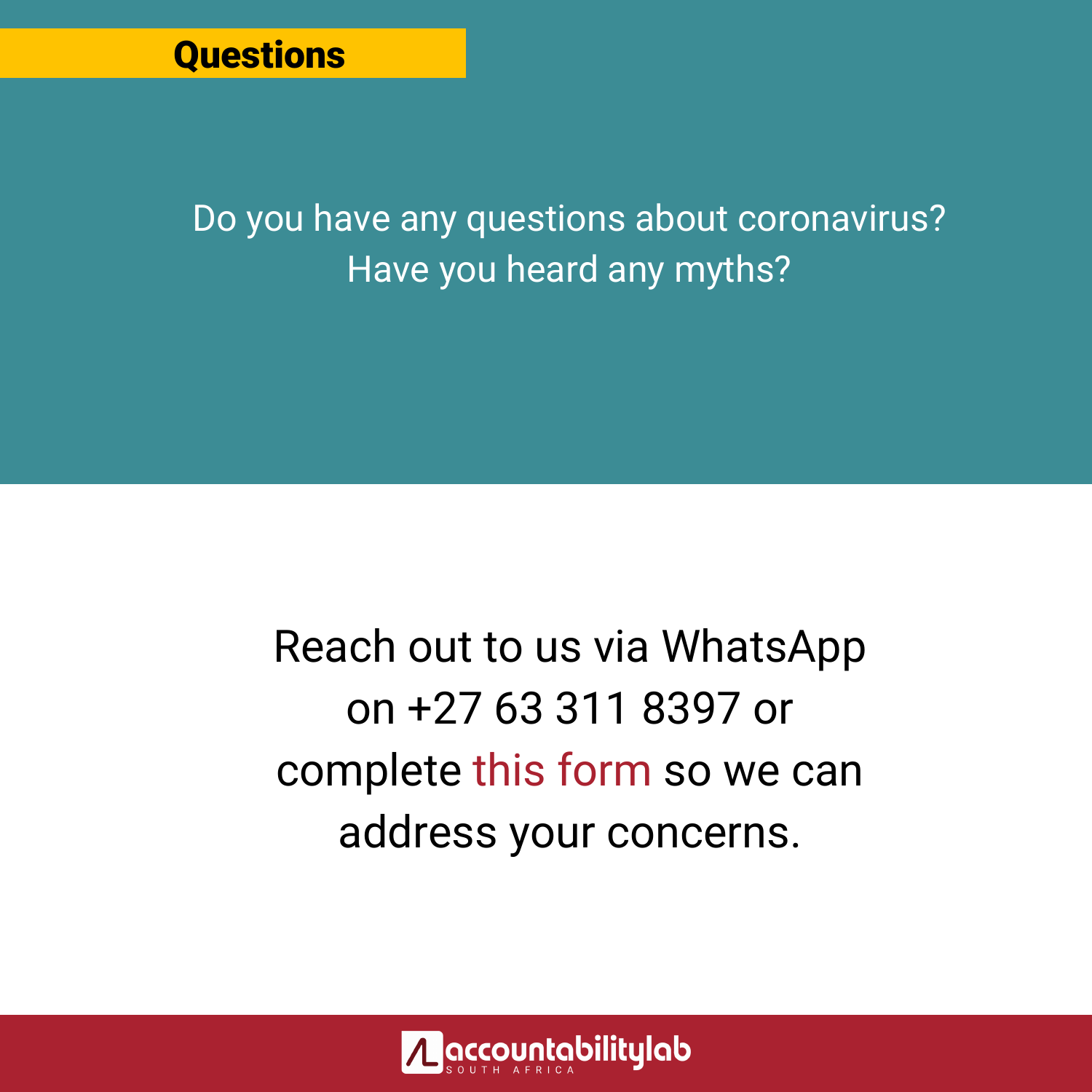## Questions

Do you have any questions about coronavirus?
Have you heard any myths?

Reach out to us via WhatsApp on +27 63 311 8397 or complete this form so we can address your concerns.

accountabilitylab SOUTH AFRICA